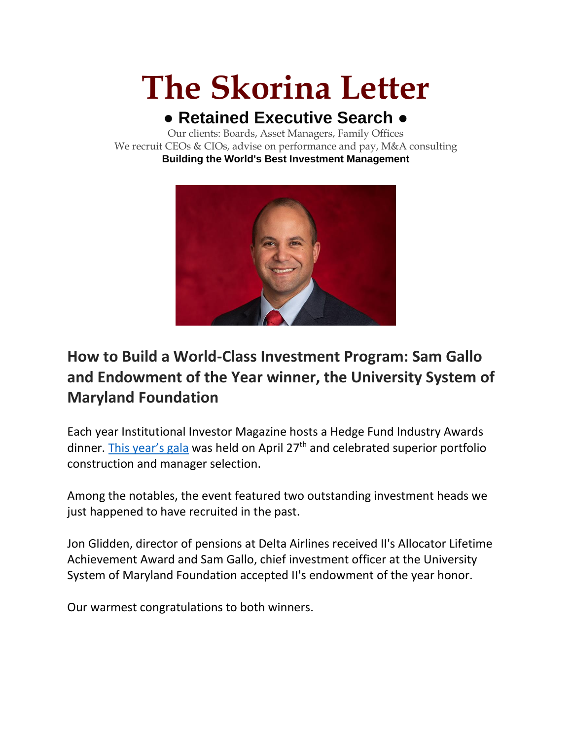# The Skorina Letter

**● Retained Executive Search ●**

Our clients: Boards, Asset Managers, Family Offices

We recruit CEOs & CIOs, advise on performance and pay, M&A consulting

**Building the World's Best Investment Management**

## How to Build a World-Class Investment Program: Sam Gallo and Endowment of the Year winner, the University System of Maryland Foundation

Each year Institutional Investor Magazine hosts a Hedge Fund Industry Awards dinner. This year's gala was held on April 27th and celebrated superior portfolio construction and manager selection.

Among the notables, the event featured two outstanding investment heads we just happened to have recruited in the past.

Jon Glidden, director of pensions at Delta Airlines received II's Allocator Lifetime Achievement Award and Sam Gallo, chief investment officer at the University System of Maryland Foundation accepted II's endowment of the year honor.

Our warmest congratulations to both winners.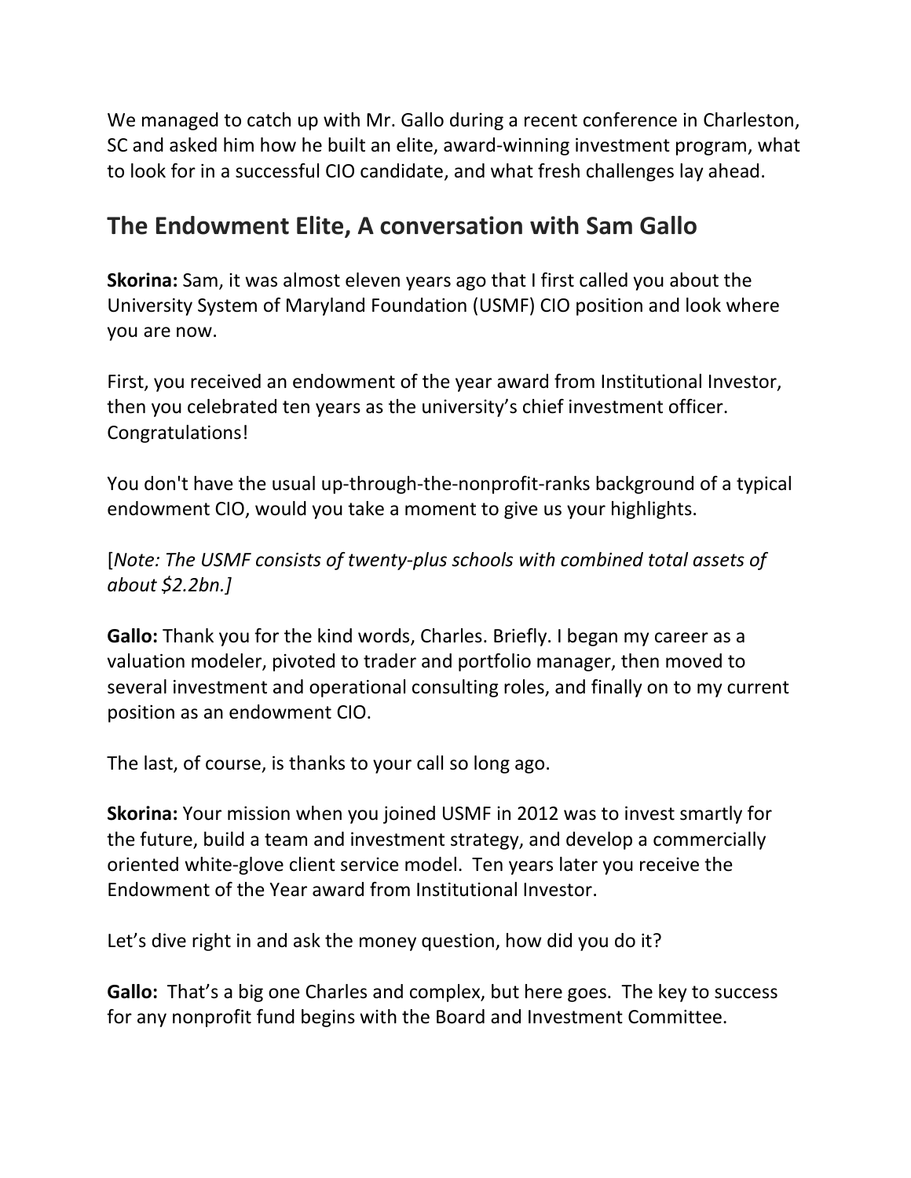We managed to catch up with Mr. Gallo during a recent conference in Charleston, SC and asked him how he built an elite, award-winning investment program, what to look for in a successful CIO candidate, and what fresh challenges lay ahead.

## The Endowment Elite, A conversation with Sam Gallo

**Skorina:** Sam, it was almost eleven years ago that I first called you about the University System of Maryland Foundation (USMF) CIO position and look where you are now.

First, you received an endowment of the year award from Institutional Investor, then you celebrated ten years as the university's chief investment officer. Congratulations!

You don't have the usual up-through-the-nonprofit-ranks background of a typical endowment CIO, would you take a moment to give us your highlights.

[*Note: The USMF consists of twenty-plus schools with combined total assets of about $2.2bn.]*

**Gallo:** Thank you for the kind words, Charles. Briefly. I began my career as a valuation modeler, pivoted to trader and portfolio manager, then moved to several investment and operational consulting roles, and finally on to my current position as an endowment CIO.

The last, of course, is thanks to your call so long ago.

**Skorina:** Your mission when you joined USMF in 2012 was to invest smartly for the future, build a team and investment strategy, and develop a commercially oriented white-glove client service model. Ten years later you receive the Endowment of the Year award from Institutional Investor.

Let's dive right in and ask the money question, how did you do it?

**Gallo:** That's a big one Charles and complex, but here goes. The key to success for any nonprofit fund begins with the Board and Investment Committee.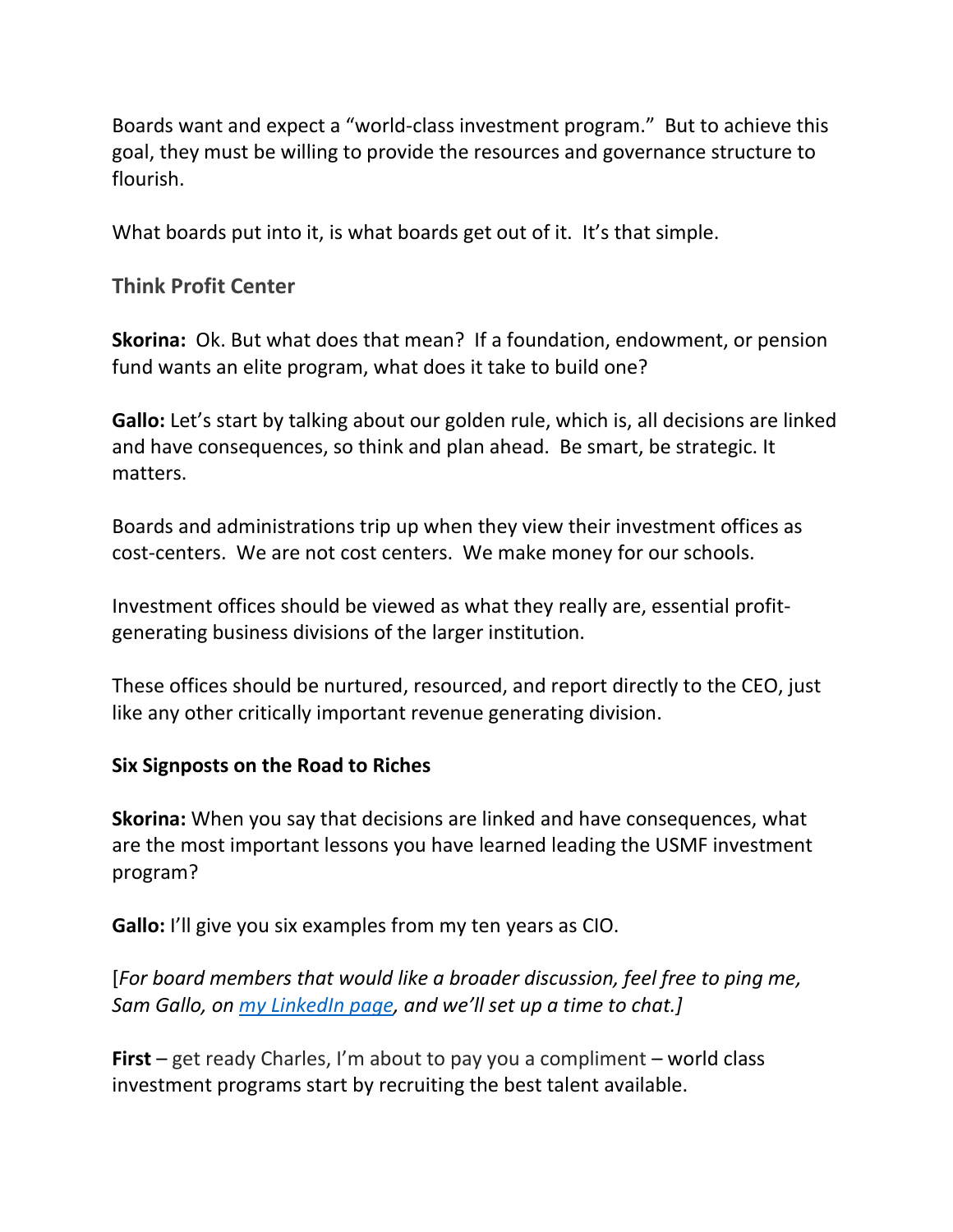Boards want and expect a "world-class investment program." But to achieve this goal, they must be willing to provide the resources and governance structure to flourish.

What boards put into it, is what boards get out of it. It's that simple.

### Think Profit Center

**Skorina:** Ok. But what does that mean? If a foundation, endowment, or pension fund wants an elite program, what does it take to build one?

**Gallo:** Let's start by talking about our golden rule, which is, all decisions are linked and have consequences, so think and plan ahead. Be smart, be strategic. It matters.

Boards and administrations trip up when they view their investment offices as cost-centers. We are not cost centers. We make money for our schools.

Investment offices should be viewed as what they really are, essential profit-generating business divisions of the larger institution.

These offices should be nurtured, resourced, and report directly to the CEO, just like any other critically important revenue generating division.

### Six Signposts on the Road to Riches

**Skorina:** When you say that decisions are linked and have consequences, what are the most important lessons you have learned leading the USMF investment program?

**Gallo:** I'll give you six examples from my ten years as CIO.

[*For board members that would like a broader discussion, feel free to ping me, Sam Gallo, on [my LinkedIn page](), and we'll set up a time to chat.]*

**First** – get ready Charles, I'm about to pay you a compliment – world class investment programs start by recruiting the best talent available.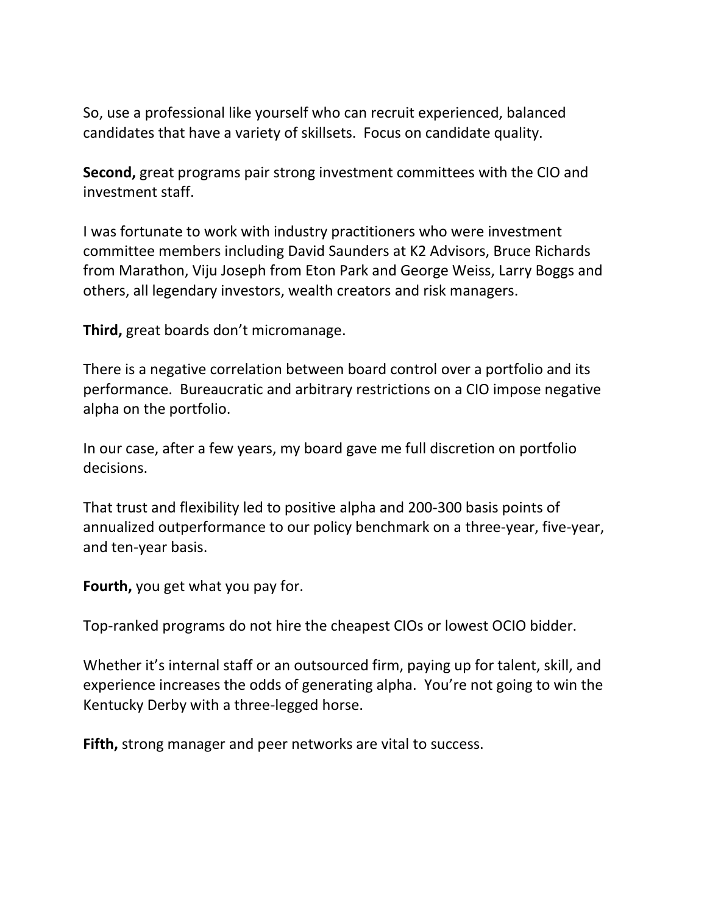So, use a professional like yourself who can recruit experienced, balanced candidates that have a variety of skillsets. Focus on candidate quality.

**Second,** great programs pair strong investment committees with the CIO and investment staff.

I was fortunate to work with industry practitioners who were investment committee members including David Saunders at K2 Advisors, Bruce Richards from Marathon, Viju Joseph from Eton Park and George Weiss, Larry Boggs and others, all legendary investors, wealth creators and risk managers.

**Third,** great boards don't micromanage.

There is a negative correlation between board control over a portfolio and its performance. Bureaucratic and arbitrary restrictions on a CIO impose negative alpha on the portfolio.

In our case, after a few years, my board gave me full discretion on portfolio decisions.

That trust and flexibility led to positive alpha and 200-300 basis points of annualized outperformance to our policy benchmark on a three-year, five-year, and ten-year basis.

**Fourth,** you get what you pay for.

Top-ranked programs do not hire the cheapest CIOs or lowest OCIO bidder.

Whether it's internal staff or an outsourced firm, paying up for talent, skill, and experience increases the odds of generating alpha. You're not going to win the Kentucky Derby with a three-legged horse.

**Fifth,** strong manager and peer networks are vital to success.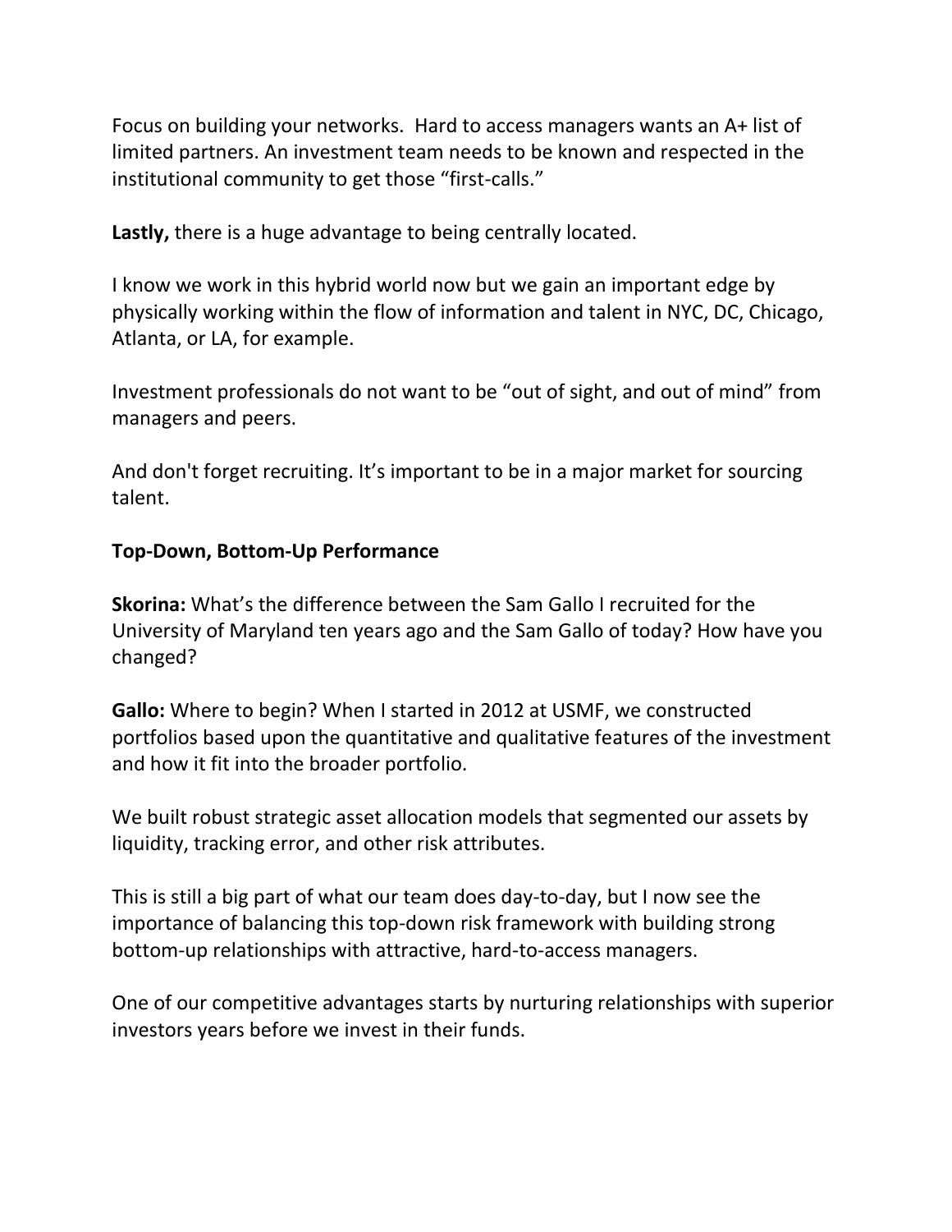Focus on building your networks. Hard to access managers wants an A+ list of limited partners. An investment team needs to be known and respected in the institutional community to get those "first-calls."

**Lastly,** there is a huge advantage to being centrally located.

I know we work in this hybrid world now but we gain an important edge by physically working within the flow of information and talent in NYC, DC, Chicago, Atlanta, or LA, for example.

Investment professionals do not want to be "out of sight, and out of mind" from managers and peers.

And don't forget recruiting. It's important to be in a major market for sourcing talent.

**Top-Down, Bottom-Up Performance**

**Skorina:** What's the difference between the Sam Gallo I recruited for the University of Maryland ten years ago and the Sam Gallo of today? How have you changed?

**Gallo:** Where to begin? When I started in 2012 at USMF, we constructed portfolios based upon the quantitative and qualitative features of the investment and how it fit into the broader portfolio.

We built robust strategic asset allocation models that segmented our assets by liquidity, tracking error, and other risk attributes.

This is still a big part of what our team does day-to-day, but I now see the importance of balancing this top-down risk framework with building strong bottom-up relationships with attractive, hard-to-access managers.

One of our competitive advantages starts by nurturing relationships with superior investors years before we invest in their funds.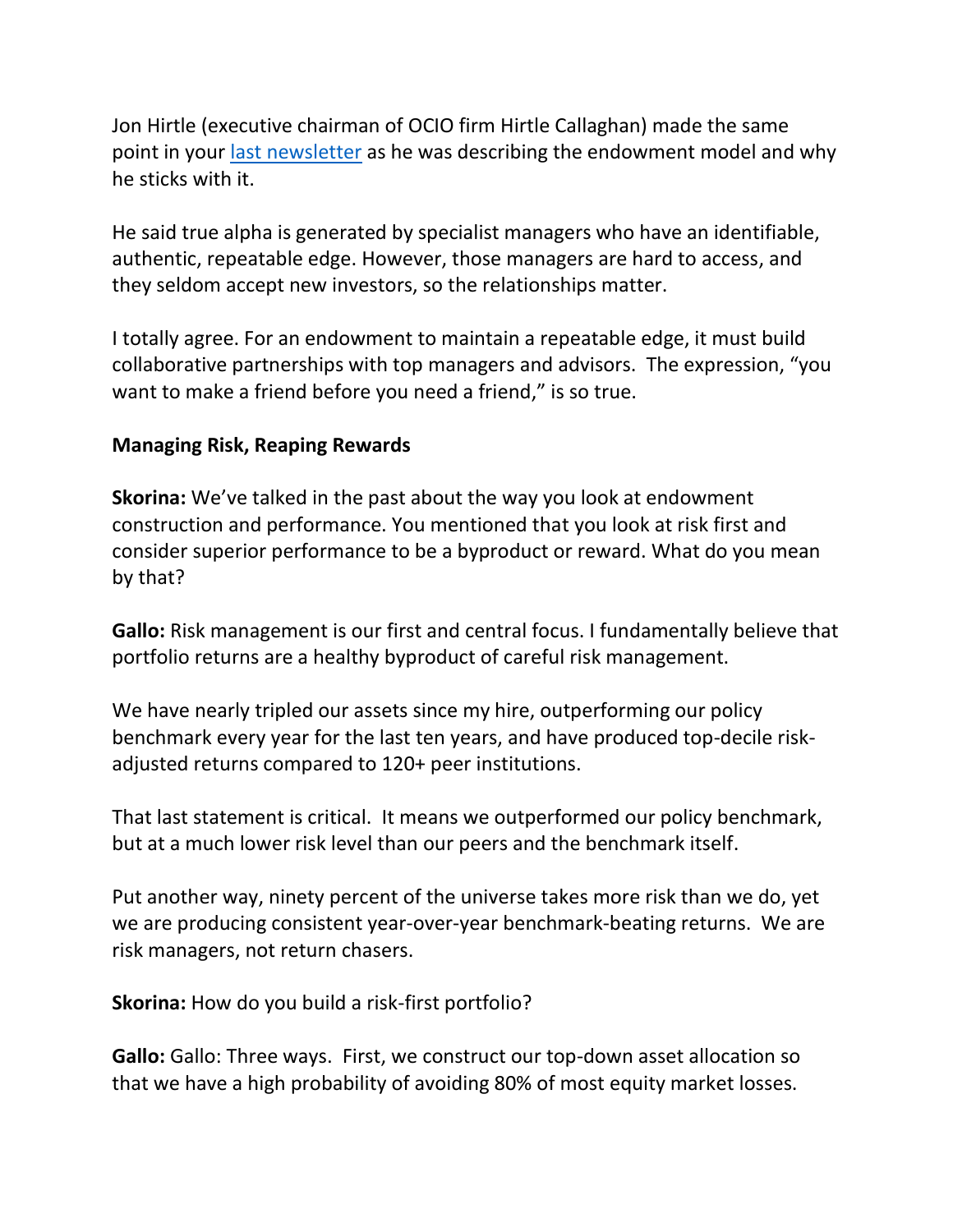Jon Hirtle (executive chairman of OCIO firm Hirtle Callaghan) made the same point in your [last newsletter] as he was describing the endowment model and why he sticks with it.

He said true alpha is generated by specialist managers who have an identifiable, authentic, repeatable edge. However, those managers are hard to access, and they seldom accept new investors, so the relationships matter.

I totally agree. For an endowment to maintain a repeatable edge, it must build collaborative partnerships with top managers and advisors. The expression, "you want to make a friend before you need a friend," is so true.

**Managing Risk, Reaping Rewards**

**Skorina:** We've talked in the past about the way you look at endowment construction and performance. You mentioned that you look at risk first and consider superior performance to be a byproduct or reward. What do you mean by that?

**Gallo:** Risk management is our first and central focus. I fundamentally believe that portfolio returns are a healthy byproduct of careful risk management.

We have nearly tripled our assets since my hire, outperforming our policy benchmark every year for the last ten years, and have produced top-decile risk-adjusted returns compared to 120+ peer institutions.

That last statement is critical. It means we outperformed our policy benchmark, but at a much lower risk level than our peers and the benchmark itself.

Put another way, ninety percent of the universe takes more risk than we do, yet we are producing consistent year-over-year benchmark-beating returns. We are risk managers, not return chasers.

**Skorina:** How do you build a risk-first portfolio?

**Gallo:** Gallo: Three ways. First, we construct our top-down asset allocation so that we have a high probability of avoiding 80% of most equity market losses.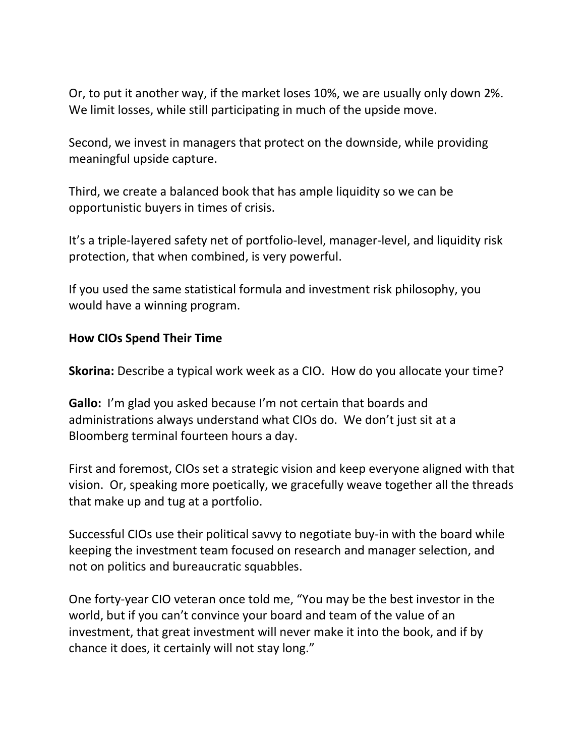Or, to put it another way, if the market loses 10%, we are usually only down 2%. We limit losses, while still participating in much of the upside move.

Second, we invest in managers that protect on the downside, while providing meaningful upside capture.

Third, we create a balanced book that has ample liquidity so we can be opportunistic buyers in times of crisis.

It's a triple-layered safety net of portfolio-level, manager-level, and liquidity risk protection, that when combined, is very powerful.

If you used the same statistical formula and investment risk philosophy, you would have a winning program.

**How CIOs Spend Their Time**

**Skorina:** Describe a typical work week as a CIO. How do you allocate your time?

**Gallo:** I'm glad you asked because I'm not certain that boards and administrations always understand what CIOs do. We don't just sit at a Bloomberg terminal fourteen hours a day.

First and foremost, CIOs set a strategic vision and keep everyone aligned with that vision. Or, speaking more poetically, we gracefully weave together all the threads that make up and tug at a portfolio.

Successful CIOs use their political savvy to negotiate buy-in with the board while keeping the investment team focused on research and manager selection, and not on politics and bureaucratic squabbles.

One forty-year CIO veteran once told me, "You may be the best investor in the world, but if you can't convince your board and team of the value of an investment, that great investment will never make it into the book, and if by chance it does, it certainly will not stay long."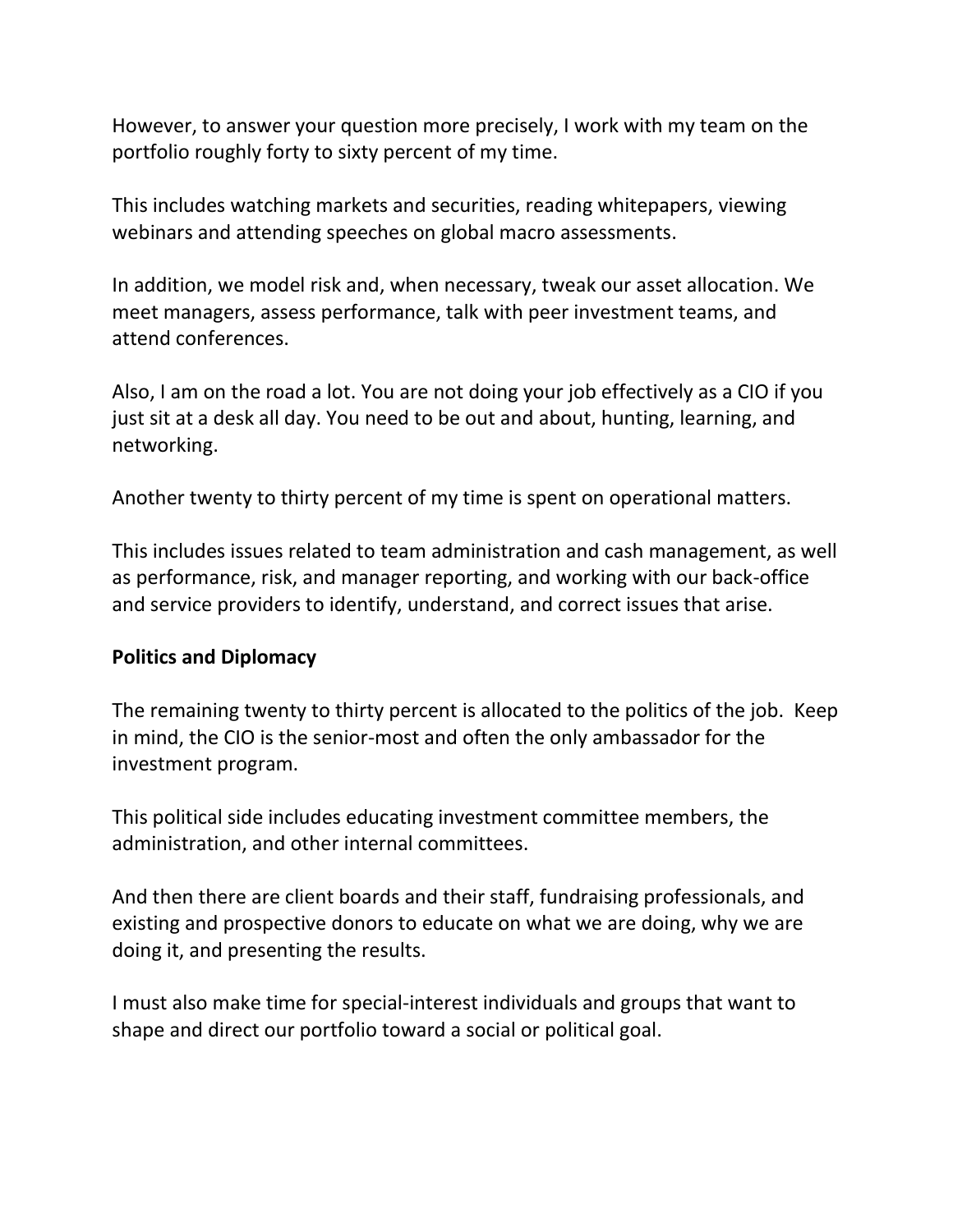However, to answer your question more precisely, I work with my team on the portfolio roughly forty to sixty percent of my time.

This includes watching markets and securities, reading whitepapers, viewing webinars and attending speeches on global macro assessments.

In addition, we model risk and, when necessary, tweak our asset allocation. We meet managers, assess performance, talk with peer investment teams, and attend conferences.

Also, I am on the road a lot. You are not doing your job effectively as a CIO if you just sit at a desk all day. You need to be out and about, hunting, learning, and networking.

Another twenty to thirty percent of my time is spent on operational matters.

This includes issues related to team administration and cash management, as well as performance, risk, and manager reporting, and working with our back-office and service providers to identify, understand, and correct issues that arise.

**Politics and Diplomacy**

The remaining twenty to thirty percent is allocated to the politics of the job. Keep in mind, the CIO is the senior-most and often the only ambassador for the investment program.

This political side includes educating investment committee members, the administration, and other internal committees.

And then there are client boards and their staff, fundraising professionals, and existing and prospective donors to educate on what we are doing, why we are doing it, and presenting the results.

I must also make time for special-interest individuals and groups that want to shape and direct our portfolio toward a social or political goal.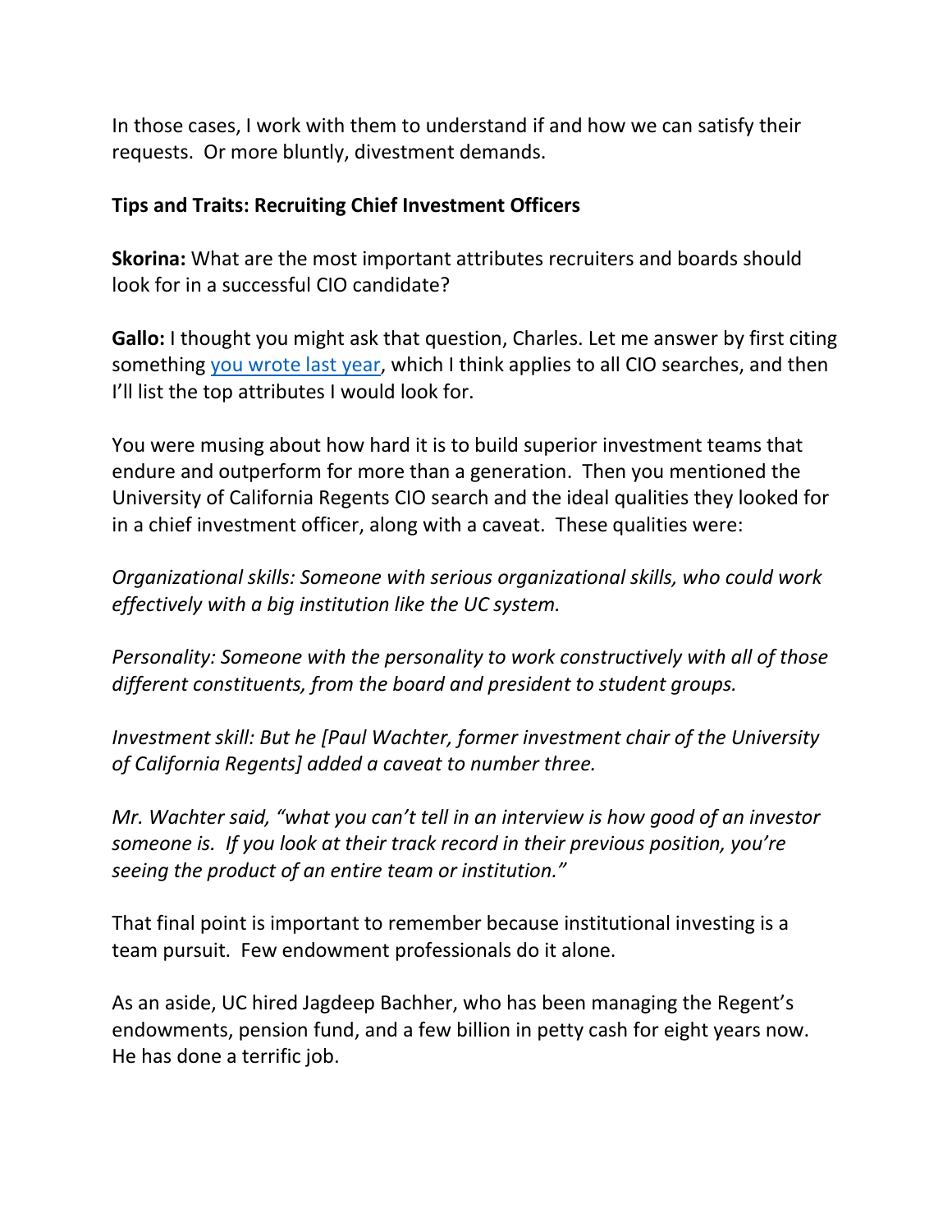In those cases, I work with them to understand if and how we can satisfy their requests. Or more bluntly, divestment demands.

**Tips and Traits: Recruiting Chief Investment Officers**

**Skorina:** What are the most important attributes recruiters and boards should look for in a successful CIO candidate?

**Gallo:** I thought you might ask that question, Charles. Let me answer by first citing something [you wrote last year](), which I think applies to all CIO searches, and then I'll list the top attributes I would look for.

You were musing about how hard it is to build superior investment teams that endure and outperform for more than a generation. Then you mentioned the University of California Regents CIO search and the ideal qualities they looked for in a chief investment officer, along with a caveat. These qualities were:

*Organizational skills: Someone with serious organizational skills, who could work effectively with a big institution like the UC system.*

*Personality: Someone with the personality to work constructively with all of those different constituents, from the board and president to student groups.*

*Investment skill: But he [Paul Wachter, former investment chair of the University of California Regents] added a caveat to number three.*

*Mr. Wachter said, "what you can't tell in an interview is how good of an investor someone is. If you look at their track record in their previous position, you're seeing the product of an entire team or institution."*

That final point is important to remember because institutional investing is a team pursuit. Few endowment professionals do it alone.

As an aside, UC hired Jagdeep Bachher, who has been managing the Regent's endowments, pension fund, and a few billion in petty cash for eight years now. He has done a terrific job.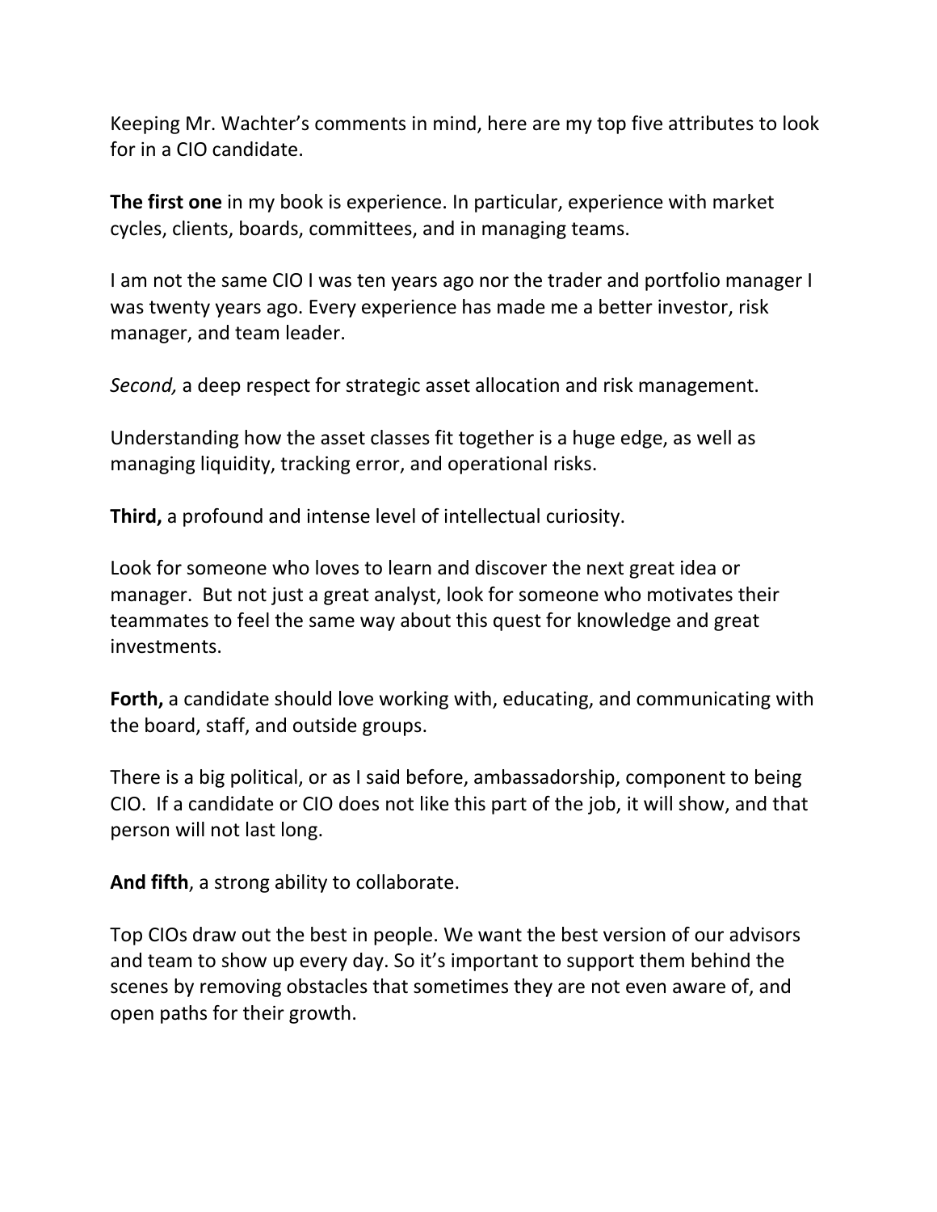Keeping Mr. Wachter's comments in mind, here are my top five attributes to look for in a CIO candidate.

**The first one** in my book is experience. In particular, experience with market cycles, clients, boards, committees, and in managing teams.

I am not the same CIO I was ten years ago nor the trader and portfolio manager I was twenty years ago. Every experience has made me a better investor, risk manager, and team leader.

*Second,* a deep respect for strategic asset allocation and risk management.

Understanding how the asset classes fit together is a huge edge, as well as managing liquidity, tracking error, and operational risks.

**Third,** a profound and intense level of intellectual curiosity.

Look for someone who loves to learn and discover the next great idea or manager. But not just a great analyst, look for someone who motivates their teammates to feel the same way about this quest for knowledge and great investments.

**Forth,** a candidate should love working with, educating, and communicating with the board, staff, and outside groups.

There is a big political, or as I said before, ambassadorship, component to being CIO. If a candidate or CIO does not like this part of the job, it will show, and that person will not last long.

**And fifth**, a strong ability to collaborate.

Top CIOs draw out the best in people. We want the best version of our advisors and team to show up every day. So it's important to support them behind the scenes by removing obstacles that sometimes they are not even aware of, and open paths for their growth.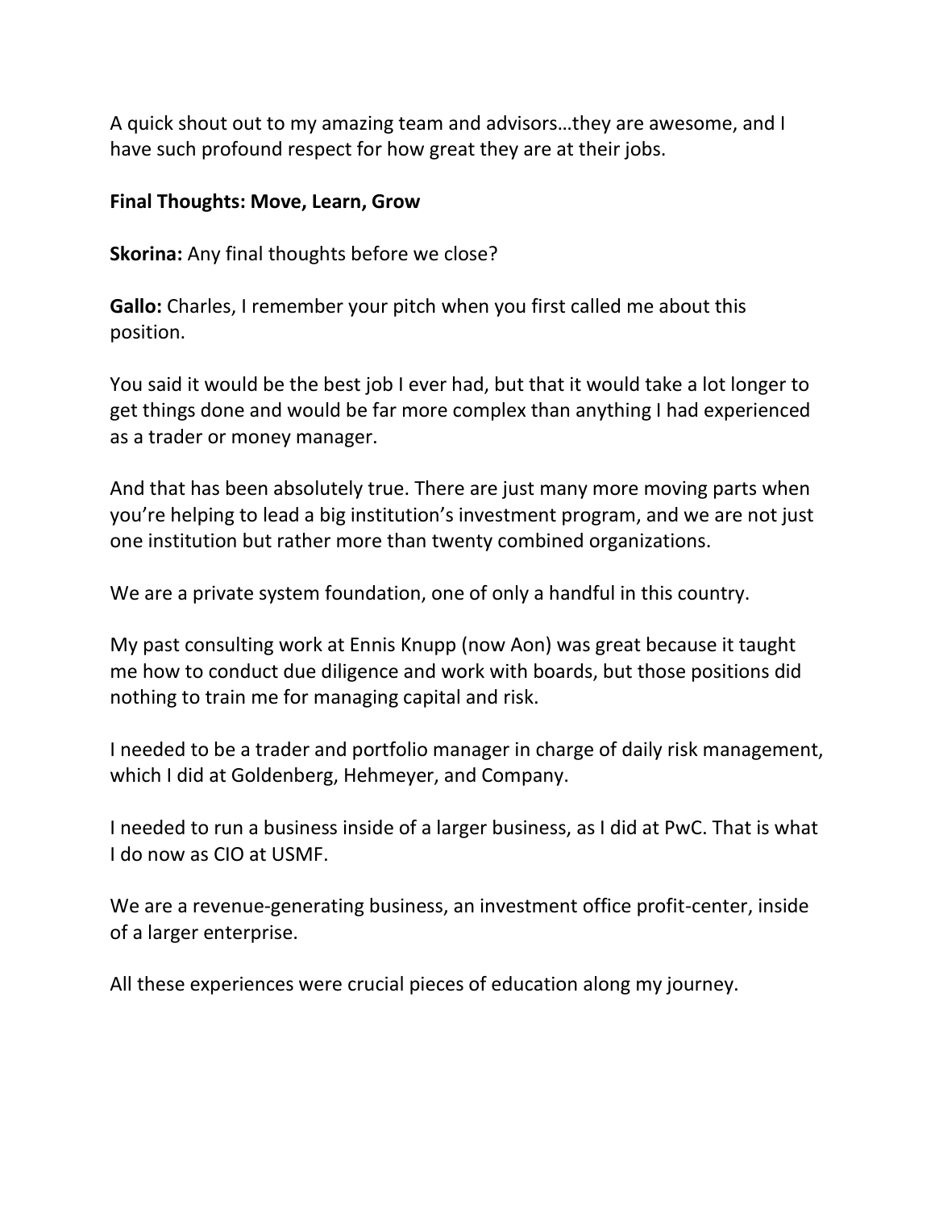A quick shout out to my amazing team and advisors…they are awesome, and I have such profound respect for how great they are at their jobs.

**Final Thoughts: Move, Learn, Grow**

**Skorina:** Any final thoughts before we close?

**Gallo:** Charles, I remember your pitch when you first called me about this position.

You said it would be the best job I ever had, but that it would take a lot longer to get things done and would be far more complex than anything I had experienced as a trader or money manager.

And that has been absolutely true. There are just many more moving parts when you're helping to lead a big institution's investment program, and we are not just one institution but rather more than twenty combined organizations.

We are a private system foundation, one of only a handful in this country.

My past consulting work at Ennis Knupp (now Aon) was great because it taught me how to conduct due diligence and work with boards, but those positions did nothing to train me for managing capital and risk.

I needed to be a trader and portfolio manager in charge of daily risk management, which I did at Goldenberg, Hehmeyer, and Company.

I needed to run a business inside of a larger business, as I did at PwC. That is what I do now as CIO at USMF.

We are a revenue-generating business, an investment office profit-center, inside of a larger enterprise.

All these experiences were crucial pieces of education along my journey.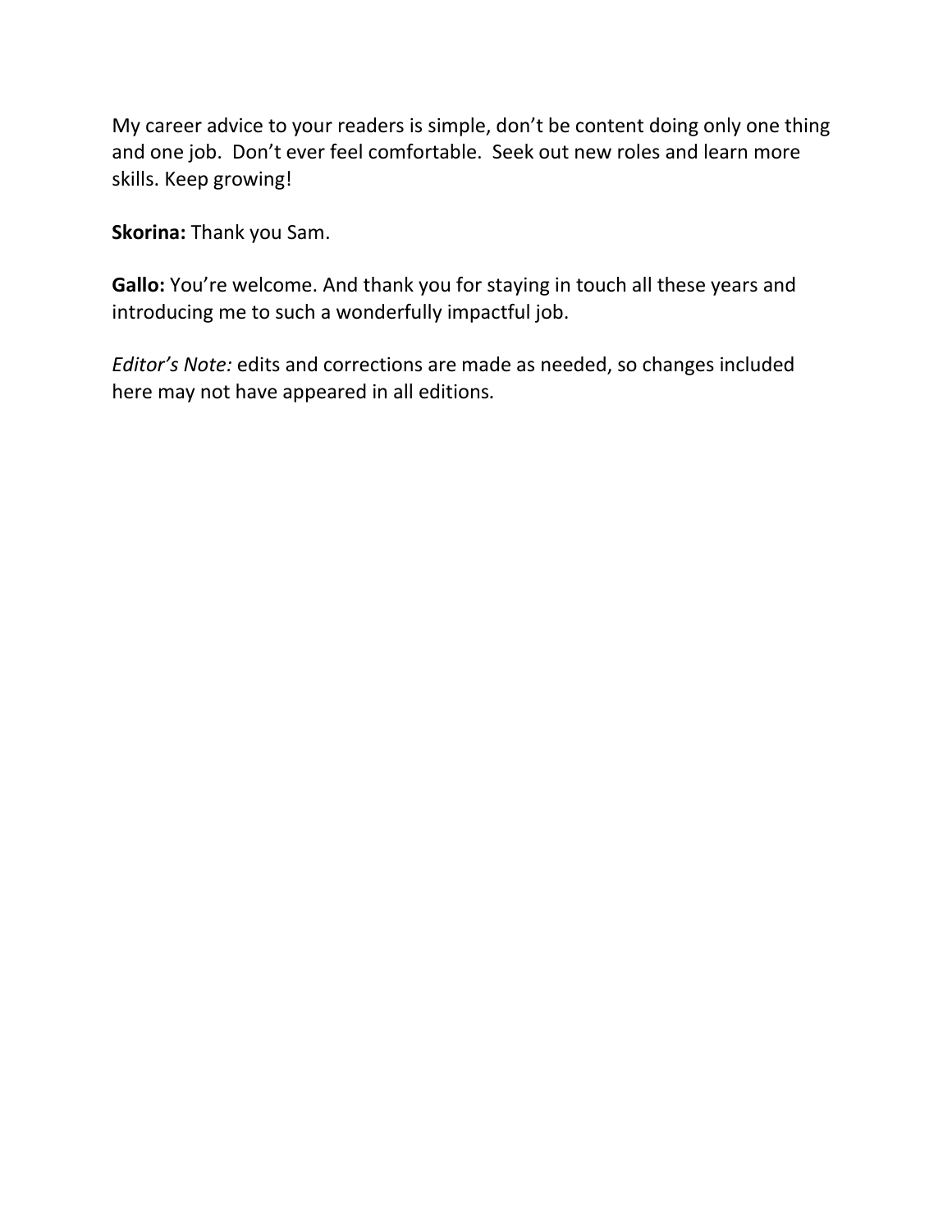My career advice to your readers is simple, don't be content doing only one thing and one job. Don't ever feel comfortable. Seek out new roles and learn more skills. Keep growing!

**Skorina:** Thank you Sam.

**Gallo:** You're welcome. And thank you for staying in touch all these years and introducing me to such a wonderfully impactful job.

*Editor's Note:* edits and corrections are made as needed, so changes included here may not have appeared in all editions.